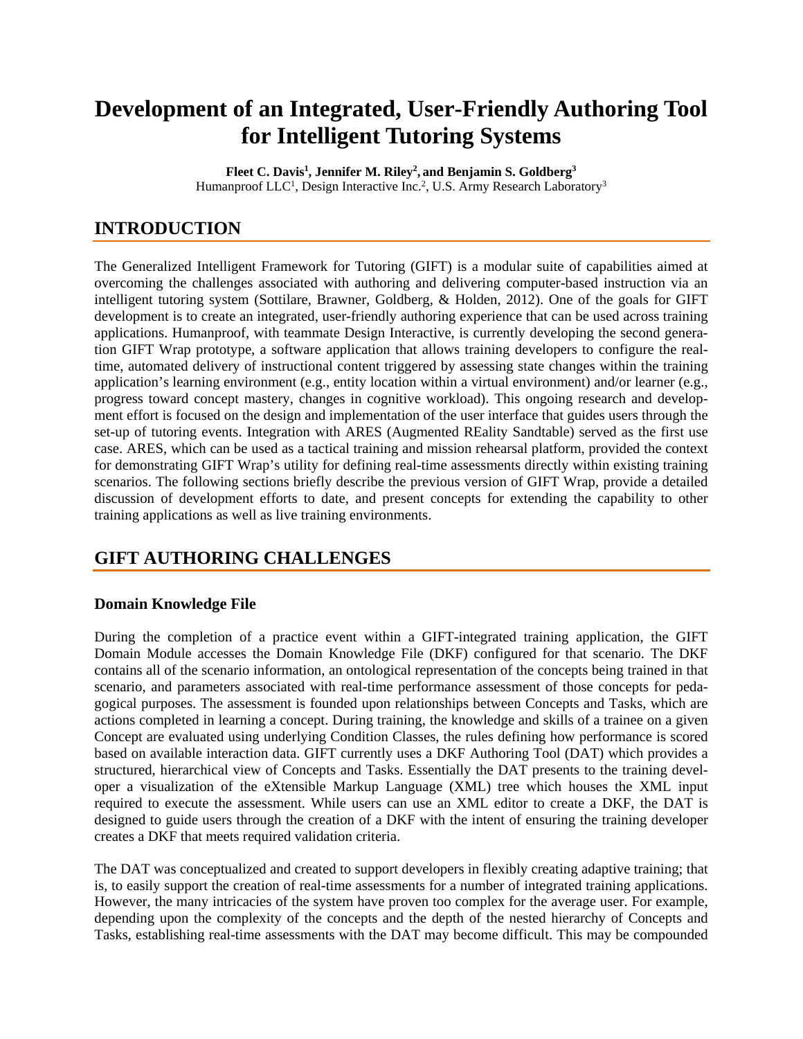# Development of an Integrated, User-Friendly Authoring Tool for Intelligent Tutoring Systems

**Fleet C. Davis[1], Jennifer M. Riley[2], and Benjamin S. Goldberg[3]**
Humanproof LLC[1], Design Interactive Inc.[2], U.S. Army Research Laboratory[3]

## INTRODUCTION

The Generalized Intelligent Framework for Tutoring (GIFT) is a modular suite of capabilities aimed at overcoming the challenges associated with authoring and delivering computer-based instruction via an intelligent tutoring system (Sottilare, Brawner, Goldberg, & Holden, 2012). One of the goals for GIFT development is to create an integrated, user-friendly authoring experience that can be used across training applications. Humanproof, with teammate Design Interactive, is currently developing the second generation GIFT Wrap prototype, a software application that allows training developers to configure the real-time, automated delivery of instructional content triggered by assessing state changes within the training application's learning environment (e.g., entity location within a virtual environment) and/or learner (e.g., progress toward concept mastery, changes in cognitive workload). This ongoing research and development effort is focused on the design and implementation of the user interface that guides users through the set-up of tutoring events. Integration with ARES (Augmented REality Sandtable) served as the first use case. ARES, which can be used as a tactical training and mission rehearsal platform, provided the context for demonstrating GIFT Wrap's utility for defining real-time assessments directly within existing training scenarios. The following sections briefly describe the previous version of GIFT Wrap, provide a detailed discussion of development efforts to date, and present concepts for extending the capability to other training applications as well as live training environments.

## GIFT AUTHORING CHALLENGES

### Domain Knowledge File

During the completion of a practice event within a GIFT-integrated training application, the GIFT Domain Module accesses the Domain Knowledge File (DKF) configured for that scenario. The DKF contains all of the scenario information, an ontological representation of the concepts being trained in that scenario, and parameters associated with real-time performance assessment of those concepts for pedagogical purposes. The assessment is founded upon relationships between Concepts and Tasks, which are actions completed in learning a concept. During training, the knowledge and skills of a trainee on a given Concept are evaluated using underlying Condition Classes, the rules defining how performance is scored based on available interaction data. GIFT currently uses a DKF Authoring Tool (DAT) which provides a structured, hierarchical view of Concepts and Tasks. Essentially the DAT presents to the training developer a visualization of the eXtensible Markup Language (XML) tree which houses the XML input required to execute the assessment. While users can use an XML editor to create a DKF, the DAT is designed to guide users through the creation of a DKF with the intent of ensuring the training developer creates a DKF that meets required validation criteria.

The DAT was conceptualized and created to support developers in flexibly creating adaptive training; that is, to easily support the creation of real-time assessments for a number of integrated training applications. However, the many intricacies of the system have proven too complex for the average user. For example, depending upon the complexity of the concepts and the depth of the nested hierarchy of Concepts and Tasks, establishing real-time assessments with the DAT may become difficult. This may be compounded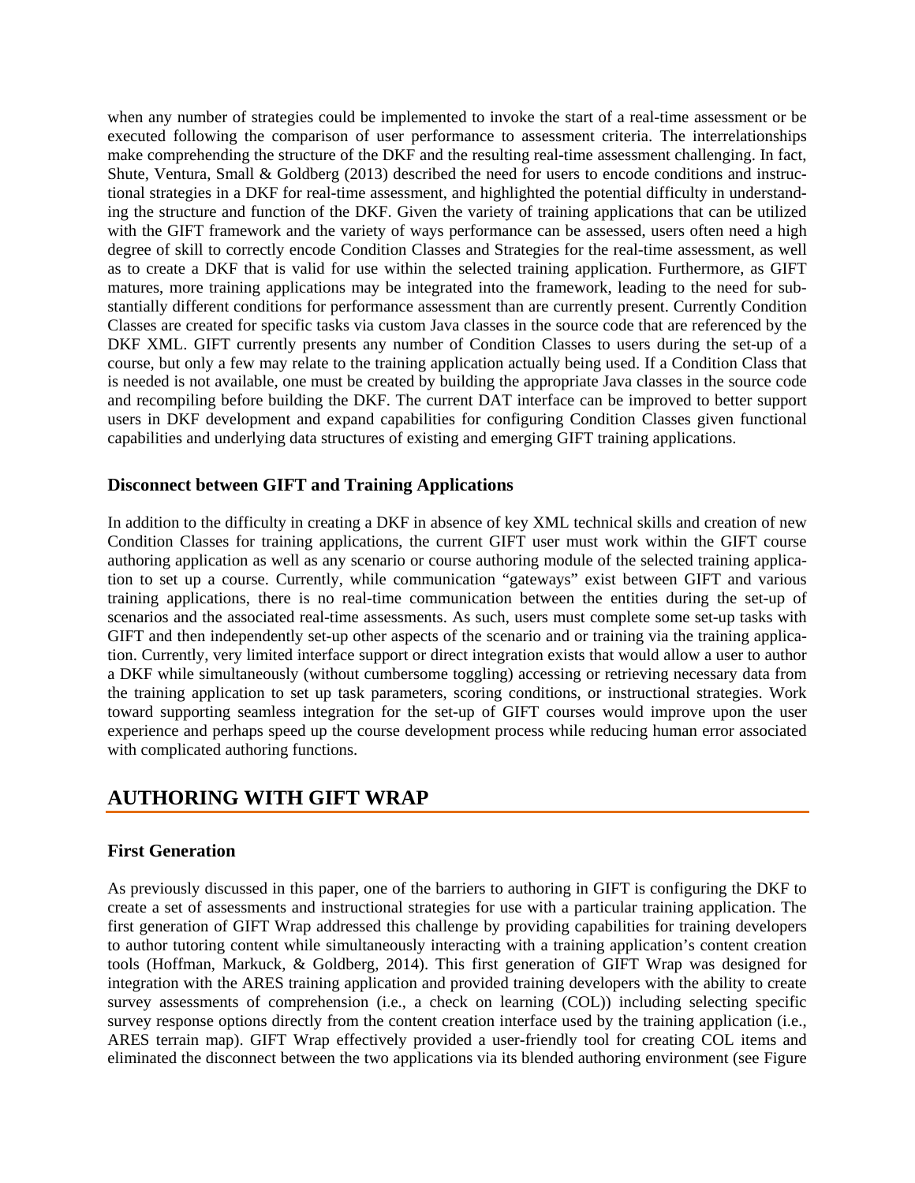when any number of strategies could be implemented to invoke the start of a real-time assessment or be executed following the comparison of user performance to assessment criteria. The interrelationships make comprehending the structure of the DKF and the resulting real-time assessment challenging. In fact, Shute, Ventura, Small & Goldberg (2013) described the need for users to encode conditions and instructional strategies in a DKF for real-time assessment, and highlighted the potential difficulty in understanding the structure and function of the DKF. Given the variety of training applications that can be utilized with the GIFT framework and the variety of ways performance can be assessed, users often need a high degree of skill to correctly encode Condition Classes and Strategies for the real-time assessment, as well as to create a DKF that is valid for use within the selected training application. Furthermore, as GIFT matures, more training applications may be integrated into the framework, leading to the need for substantially different conditions for performance assessment than are currently present. Currently Condition Classes are created for specific tasks via custom Java classes in the source code that are referenced by the DKF XML. GIFT currently presents any number of Condition Classes to users during the set-up of a course, but only a few may relate to the training application actually being used. If a Condition Class that is needed is not available, one must be created by building the appropriate Java classes in the source code and recompiling before building the DKF. The current DAT interface can be improved to better support users in DKF development and expand capabilities for configuring Condition Classes given functional capabilities and underlying data structures of existing and emerging GIFT training applications.

### Disconnect between GIFT and Training Applications

In addition to the difficulty in creating a DKF in absence of key XML technical skills and creation of new Condition Classes for training applications, the current GIFT user must work within the GIFT course authoring application as well as any scenario or course authoring module of the selected training application to set up a course. Currently, while communication "gateways" exist between GIFT and various training applications, there is no real-time communication between the entities during the set-up of scenarios and the associated real-time assessments. As such, users must complete some set-up tasks with GIFT and then independently set-up other aspects of the scenario and or training via the training application. Currently, very limited interface support or direct integration exists that would allow a user to author a DKF while simultaneously (without cumbersome toggling) accessing or retrieving necessary data from the training application to set up task parameters, scoring conditions, or instructional strategies. Work toward supporting seamless integration for the set-up of GIFT courses would improve upon the user experience and perhaps speed up the course development process while reducing human error associated with complicated authoring functions.

## AUTHORING WITH GIFT WRAP

### First Generation

As previously discussed in this paper, one of the barriers to authoring in GIFT is configuring the DKF to create a set of assessments and instructional strategies for use with a particular training application. The first generation of GIFT Wrap addressed this challenge by providing capabilities for training developers to author tutoring content while simultaneously interacting with a training application's content creation tools (Hoffman, Markuck, & Goldberg, 2014). This first generation of GIFT Wrap was designed for integration with the ARES training application and provided training developers with the ability to create survey assessments of comprehension (i.e., a check on learning (COL)) including selecting specific survey response options directly from the content creation interface used by the training application (i.e., ARES terrain map). GIFT Wrap effectively provided a user-friendly tool for creating COL items and eliminated the disconnect between the two applications via its blended authoring environment (see Figure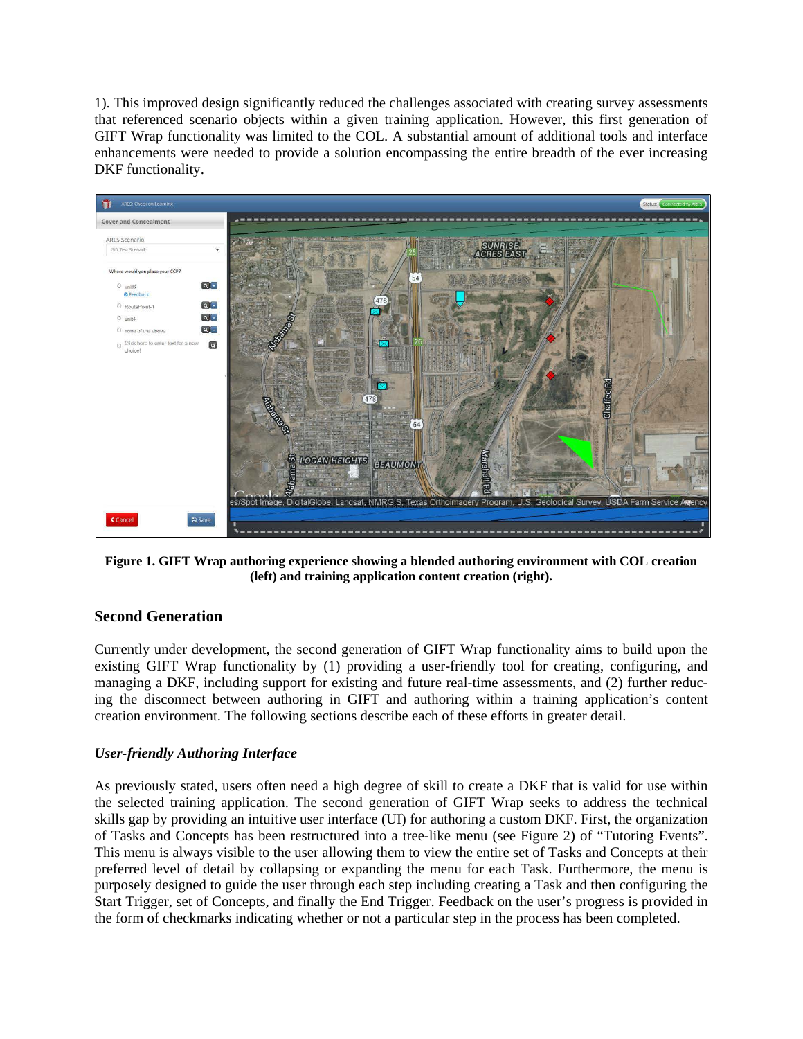1). This improved design significantly reduced the challenges associated with creating survey assessments that referenced scenario objects within a given training application. However, this first generation of GIFT Wrap functionality was limited to the COL. A substantial amount of additional tools and interface enhancements were needed to provide a solution encompassing the entire breadth of the ever increasing DKF functionality.

**Figure 1. GIFT Wrap authoring experience showing a blended authoring environment with COL creation (left) and training application content creation (right).**

## Second Generation

Currently under development, the second generation of GIFT Wrap functionality aims to build upon the existing GIFT Wrap functionality by (1) providing a user-friendly tool for creating, configuring, and managing a DKF, including support for existing and future real-time assessments, and (2) further reducing the disconnect between authoring in GIFT and authoring within a training application's content creation environment. The following sections describe each of these efforts in greater detail.

### *User-friendly Authoring Interface*

As previously stated, users often need a high degree of skill to create a DKF that is valid for use within the selected training application. The second generation of GIFT Wrap seeks to address the technical skills gap by providing an intuitive user interface (UI) for authoring a custom DKF. First, the organization of Tasks and Concepts has been restructured into a tree-like menu (see Figure 2) of "Tutoring Events". This menu is always visible to the user allowing them to view the entire set of Tasks and Concepts at their preferred level of detail by collapsing or expanding the menu for each Task. Furthermore, the menu is purposely designed to guide the user through each step including creating a Task and then configuring the Start Trigger, set of Concepts, and finally the End Trigger. Feedback on the user's progress is provided in the form of checkmarks indicating whether or not a particular step in the process has been completed.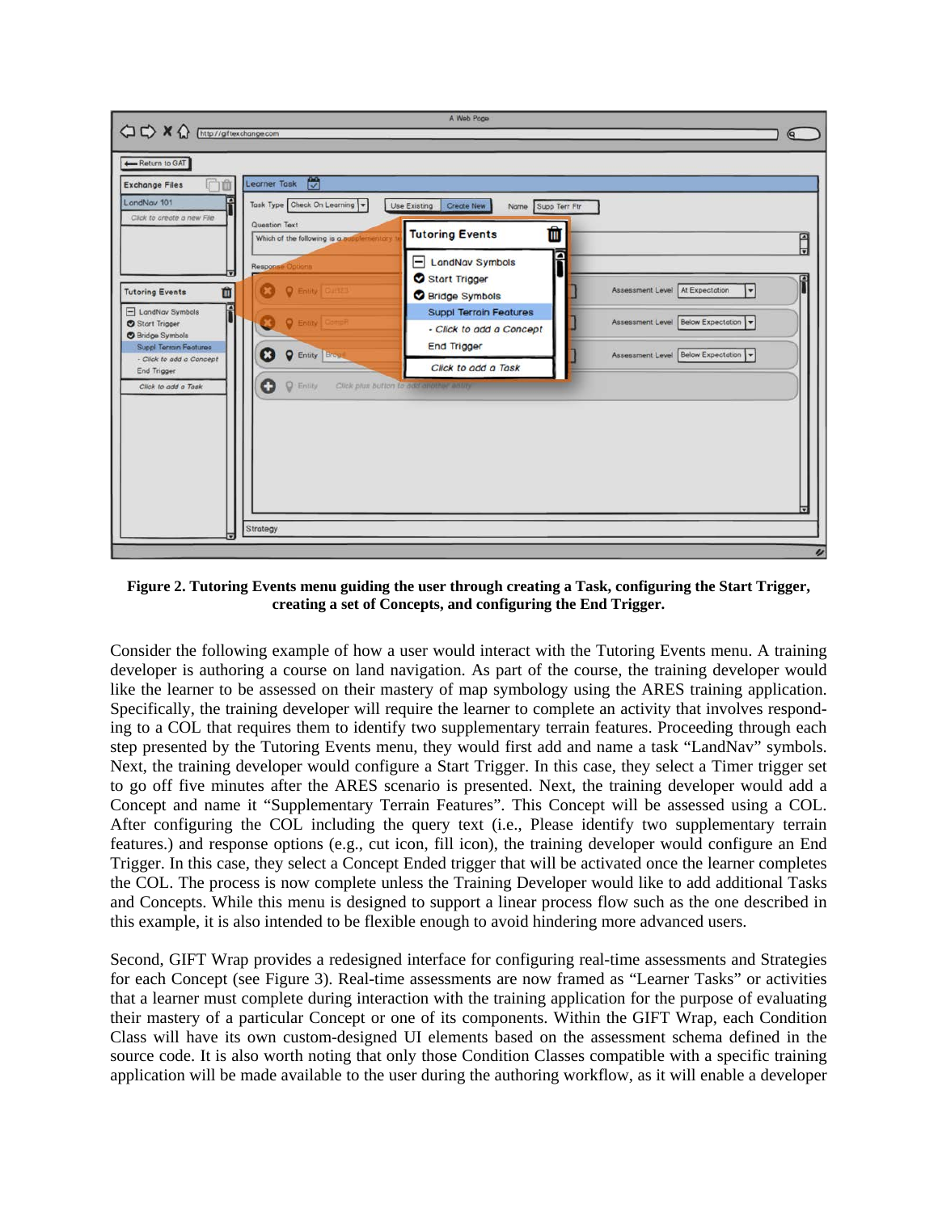**Figure 2. Tutoring Events menu guiding the user through creating a Task, configuring the Start Trigger, creating a set of Concepts, and configuring the End Trigger.**

Consider the following example of how a user would interact with the Tutoring Events menu. A training developer is authoring a course on land navigation. As part of the course, the training developer would like the learner to be assessed on their mastery of map symbology using the ARES training application. Specifically, the training developer will require the learner to complete an activity that involves responding to a COL that requires them to identify two supplementary terrain features. Proceeding through each step presented by the Tutoring Events menu, they would first add and name a task "LandNav" symbols. Next, the training developer would configure a Start Trigger. In this case, they select a Timer trigger set to go off five minutes after the ARES scenario is presented. Next, the training developer would add a Concept and name it "Supplementary Terrain Features". This Concept will be assessed using a COL. After configuring the COL including the query text (i.e., Please identify two supplementary terrain features.) and response options (e.g., cut icon, fill icon), the training developer would configure an End Trigger. In this case, they select a Concept Ended trigger that will be activated once the learner completes the COL. The process is now complete unless the Training Developer would like to add additional Tasks and Concepts. While this menu is designed to support a linear process flow such as the one described in this example, it is also intended to be flexible enough to avoid hindering more advanced users.

Second, GIFT Wrap provides a redesigned interface for configuring real-time assessments and Strategies for each Concept (see Figure 3). Real-time assessments are now framed as "Learner Tasks" or activities that a learner must complete during interaction with the training application for the purpose of evaluating their mastery of a particular Concept or one of its components. Within the GIFT Wrap, each Condition Class will have its own custom-designed UI elements based on the assessment schema defined in the source code. It is also worth noting that only those Condition Classes compatible with a specific training application will be made available to the user during the authoring workflow, as it will enable a developer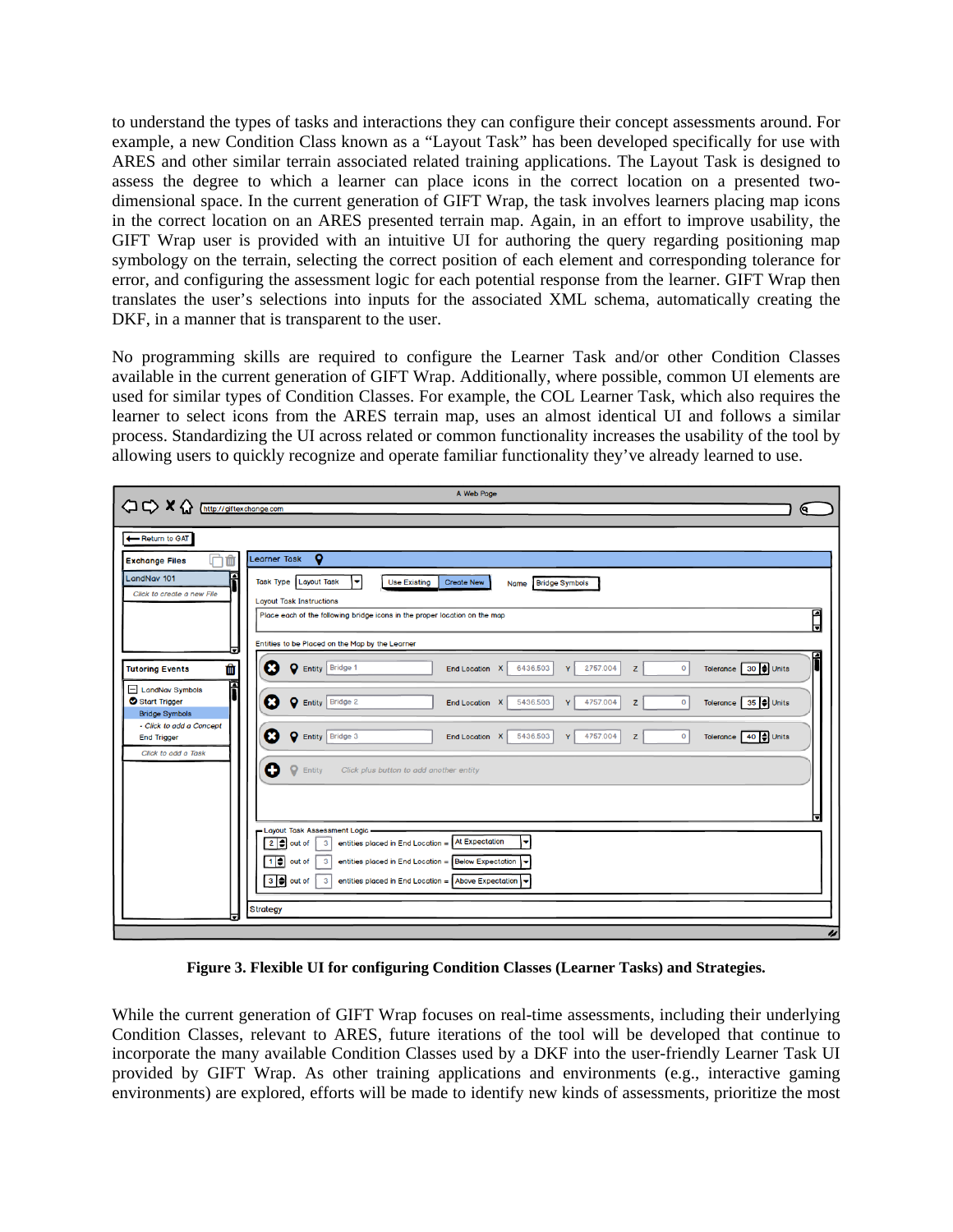to understand the types of tasks and interactions they can configure their concept assessments around. For example, a new Condition Class known as a "Layout Task" has been developed specifically for use with ARES and other similar terrain associated related training applications. The Layout Task is designed to assess the degree to which a learner can place icons in the correct location on a presented two-dimensional space. In the current generation of GIFT Wrap, the task involves learners placing map icons in the correct location on an ARES presented terrain map. Again, in an effort to improve usability, the GIFT Wrap user is provided with an intuitive UI for authoring the query regarding positioning map symbology on the terrain, selecting the correct position of each element and corresponding tolerance for error, and configuring the assessment logic for each potential response from the learner. GIFT Wrap then translates the user's selections into inputs for the associated XML schema, automatically creating the DKF, in a manner that is transparent to the user.

No programming skills are required to configure the Learner Task and/or other Condition Classes available in the current generation of GIFT Wrap. Additionally, where possible, common UI elements are used for similar types of Condition Classes. For example, the COL Learner Task, which also requires the learner to select icons from the ARES terrain map, uses an almost identical UI and follows a similar process. Standardizing the UI across related or common functionality increases the usability of the tool by allowing users to quickly recognize and operate familiar functionality they've already learned to use.

**Figure 3. Flexible UI for configuring Condition Classes (Learner Tasks) and Strategies.**

While the current generation of GIFT Wrap focuses on real-time assessments, including their underlying Condition Classes, relevant to ARES, future iterations of the tool will be developed that continue to incorporate the many available Condition Classes used by a DKF into the user-friendly Learner Task UI provided by GIFT Wrap. As other training applications and environments (e.g., interactive gaming environments) are explored, efforts will be made to identify new kinds of assessments, prioritize the most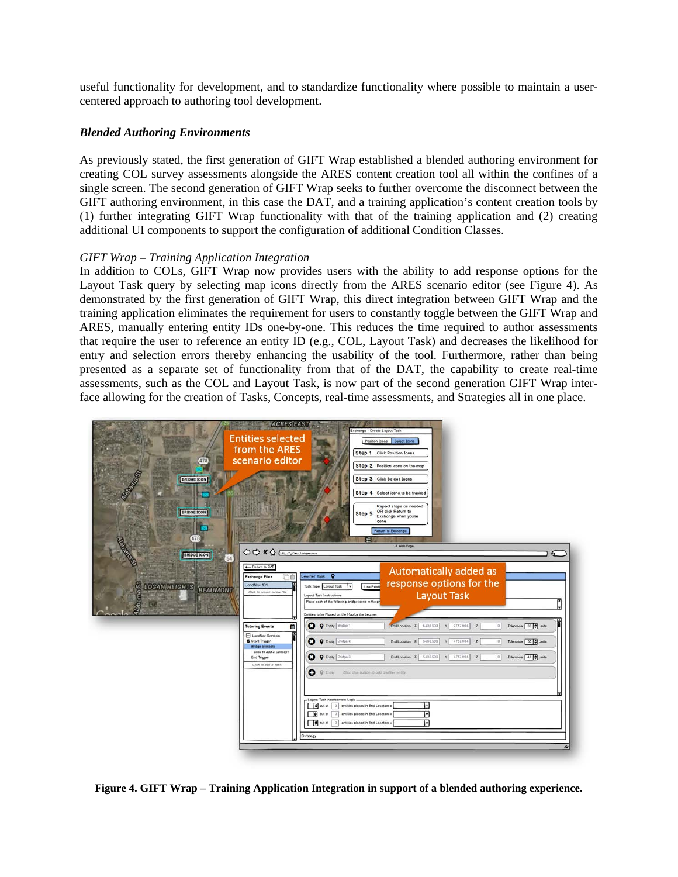useful functionality for development, and to standardize functionality where possible to maintain a user-centered approach to authoring tool development.

### *Blended Authoring Environments*

As previously stated, the first generation of GIFT Wrap established a blended authoring environment for creating COL survey assessments alongside the ARES content creation tool all within the confines of a single screen. The second generation of GIFT Wrap seeks to further overcome the disconnect between the GIFT authoring environment, in this case the DAT, and a training application's content creation tools by (1) further integrating GIFT Wrap functionality with that of the training application and (2) creating additional UI components to support the configuration of additional Condition Classes.

*GIFT Wrap – Training Application Integration*

In addition to COLs, GIFT Wrap now provides users with the ability to add response options for the Layout Task query by selecting map icons directly from the ARES scenario editor (see Figure 4). As demonstrated by the first generation of GIFT Wrap, this direct integration between GIFT Wrap and the training application eliminates the requirement for users to constantly toggle between the GIFT Wrap and ARES, manually entering entity IDs one-by-one. This reduces the time required to author assessments that require the user to reference an entity ID (e.g., COL, Layout Task) and decreases the likelihood for entry and selection errors thereby enhancing the usability of the tool. Furthermore, rather than being presented as a separate set of functionality from that of the DAT, the capability to create real-time assessments, such as the COL and Layout Task, is now part of the second generation GIFT Wrap interface allowing for the creation of Tasks, Concepts, real-time assessments, and Strategies all in one place.

**Figure 4. GIFT Wrap – Training Application Integration in support of a blended authoring experience.**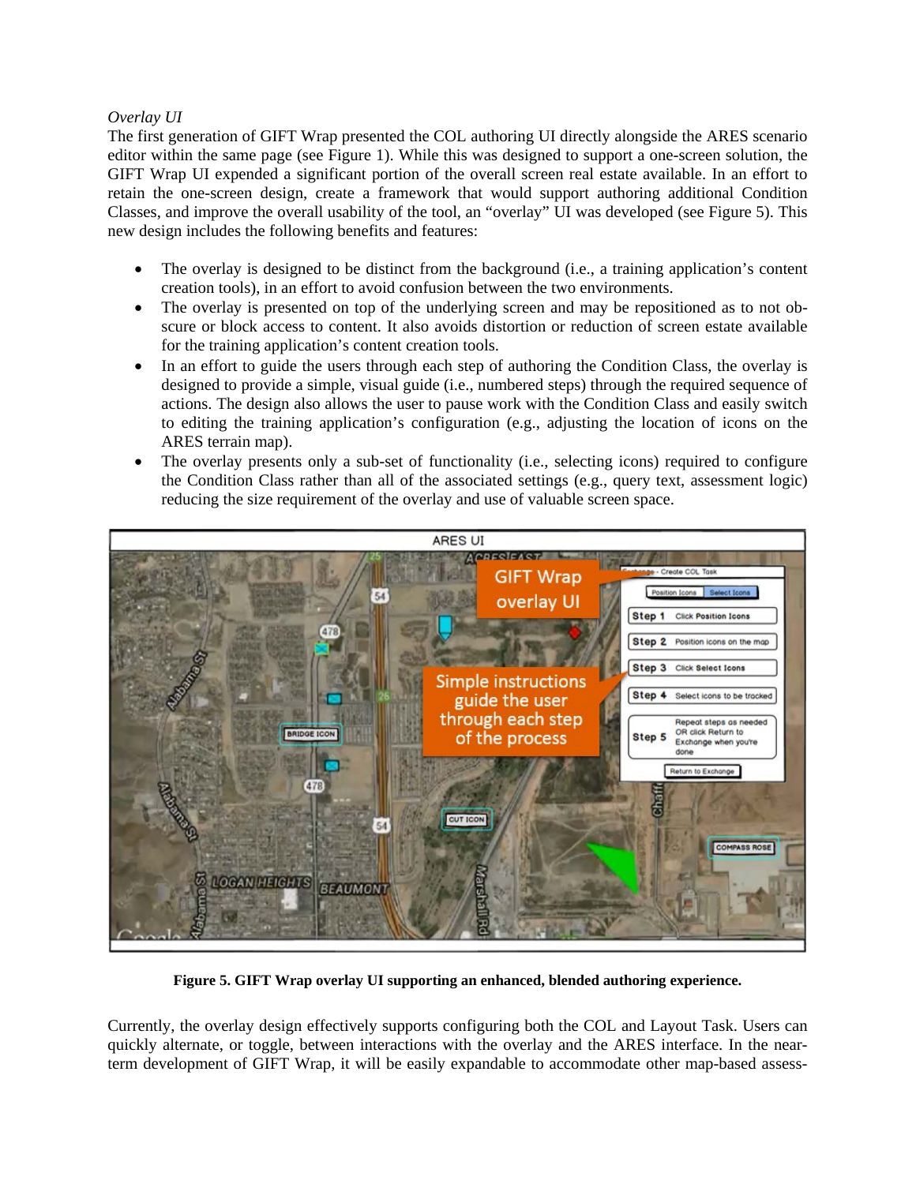*Overlay UI*

The first generation of GIFT Wrap presented the COL authoring UI directly alongside the ARES scenario editor within the same page (see Figure 1). While this was designed to support a one-screen solution, the GIFT Wrap UI expended a significant portion of the overall screen real estate available. In an effort to retain the one-screen design, create a framework that would support authoring additional Condition Classes, and improve the overall usability of the tool, an "overlay" UI was developed (see Figure 5). This new design includes the following benefits and features:

- The overlay is designed to be distinct from the background (i.e., a training application's content creation tools), in an effort to avoid confusion between the two environments.
- The overlay is presented on top of the underlying screen and may be repositioned as to not obscure or block access to content. It also avoids distortion or reduction of screen estate available for the training application's content creation tools.
- In an effort to guide the users through each step of authoring the Condition Class, the overlay is designed to provide a simple, visual guide (i.e., numbered steps) through the required sequence of actions. The design also allows the user to pause work with the Condition Class and easily switch to editing the training application's configuration (e.g., adjusting the location of icons on the ARES terrain map).
- The overlay presents only a sub-set of functionality (i.e., selecting icons) required to configure the Condition Class rather than all of the associated settings (e.g., query text, assessment logic) reducing the size requirement of the overlay and use of valuable screen space.

**Figure 5. GIFT Wrap overlay UI supporting an enhanced, blended authoring experience.**

Currently, the overlay design effectively supports configuring both the COL and Layout Task. Users can quickly alternate, or toggle, between interactions with the overlay and the ARES interface. In the near-term development of GIFT Wrap, it will be easily expandable to accommodate other map-based assess-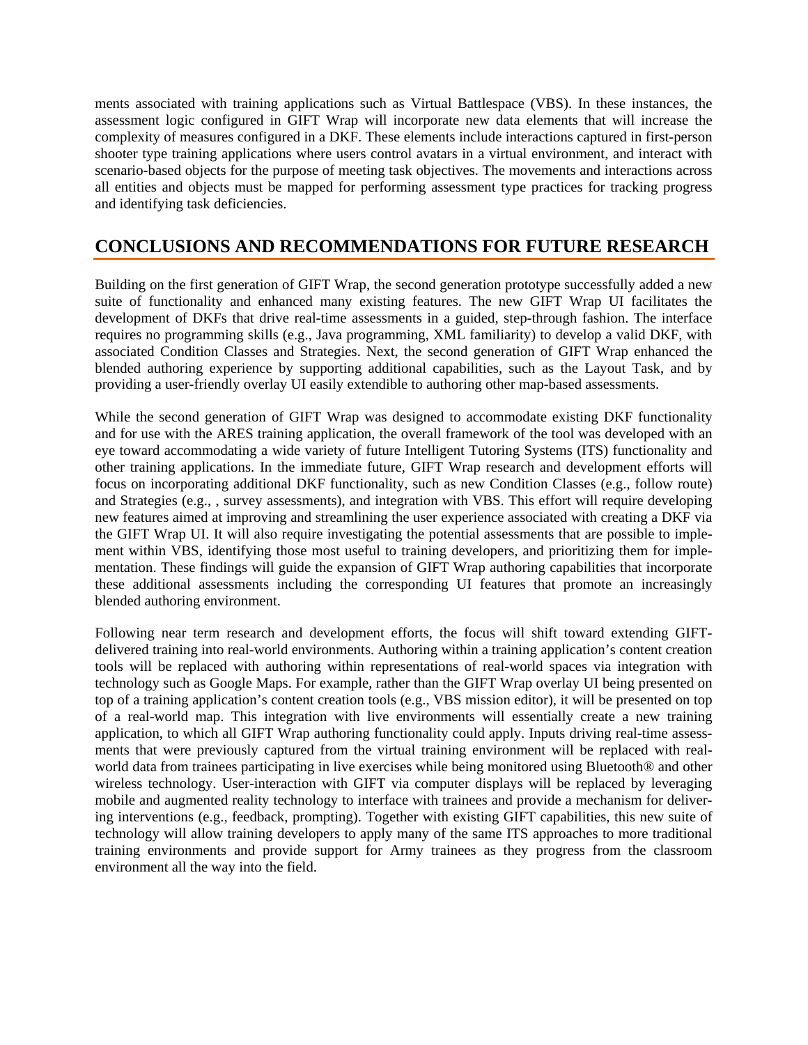ments associated with training applications such as Virtual Battlespace (VBS). In these instances, the assessment logic configured in GIFT Wrap will incorporate new data elements that will increase the complexity of measures configured in a DKF. These elements include interactions captured in first-person shooter type training applications where users control avatars in a virtual environment, and interact with scenario-based objects for the purpose of meeting task objectives. The movements and interactions across all entities and objects must be mapped for performing assessment type practices for tracking progress and identifying task deficiencies.

## CONCLUSIONS AND RECOMMENDATIONS FOR FUTURE RESEARCH

Building on the first generation of GIFT Wrap, the second generation prototype successfully added a new suite of functionality and enhanced many existing features. The new GIFT Wrap UI facilitates the development of DKFs that drive real-time assessments in a guided, step-through fashion. The interface requires no programming skills (e.g., Java programming, XML familiarity) to develop a valid DKF, with associated Condition Classes and Strategies. Next, the second generation of GIFT Wrap enhanced the blended authoring experience by supporting additional capabilities, such as the Layout Task, and by providing a user-friendly overlay UI easily extendible to authoring other map-based assessments.

While the second generation of GIFT Wrap was designed to accommodate existing DKF functionality and for use with the ARES training application, the overall framework of the tool was developed with an eye toward accommodating a wide variety of future Intelligent Tutoring Systems (ITS) functionality and other training applications. In the immediate future, GIFT Wrap research and development efforts will focus on incorporating additional DKF functionality, such as new Condition Classes (e.g., follow route) and Strategies (e.g., , survey assessments), and integration with VBS. This effort will require developing new features aimed at improving and streamlining the user experience associated with creating a DKF via the GIFT Wrap UI. It will also require investigating the potential assessments that are possible to implement within VBS, identifying those most useful to training developers, and prioritizing them for implementation. These findings will guide the expansion of GIFT Wrap authoring capabilities that incorporate these additional assessments including the corresponding UI features that promote an increasingly blended authoring environment.

Following near term research and development efforts, the focus will shift toward extending GIFT-delivered training into real-world environments. Authoring within a training application's content creation tools will be replaced with authoring within representations of real-world spaces via integration with technology such as Google Maps. For example, rather than the GIFT Wrap overlay UI being presented on top of a training application's content creation tools (e.g., VBS mission editor), it will be presented on top of a real-world map. This integration with live environments will essentially create a new training application, to which all GIFT Wrap authoring functionality could apply. Inputs driving real-time assessments that were previously captured from the virtual training environment will be replaced with real-world data from trainees participating in live exercises while being monitored using Bluetooth® and other wireless technology. User-interaction with GIFT via computer displays will be replaced by leveraging mobile and augmented reality technology to interface with trainees and provide a mechanism for delivering interventions (e.g., feedback, prompting). Together with existing GIFT capabilities, this new suite of technology will allow training developers to apply many of the same ITS approaches to more traditional training environments and provide support for Army trainees as they progress from the classroom environment all the way into the field.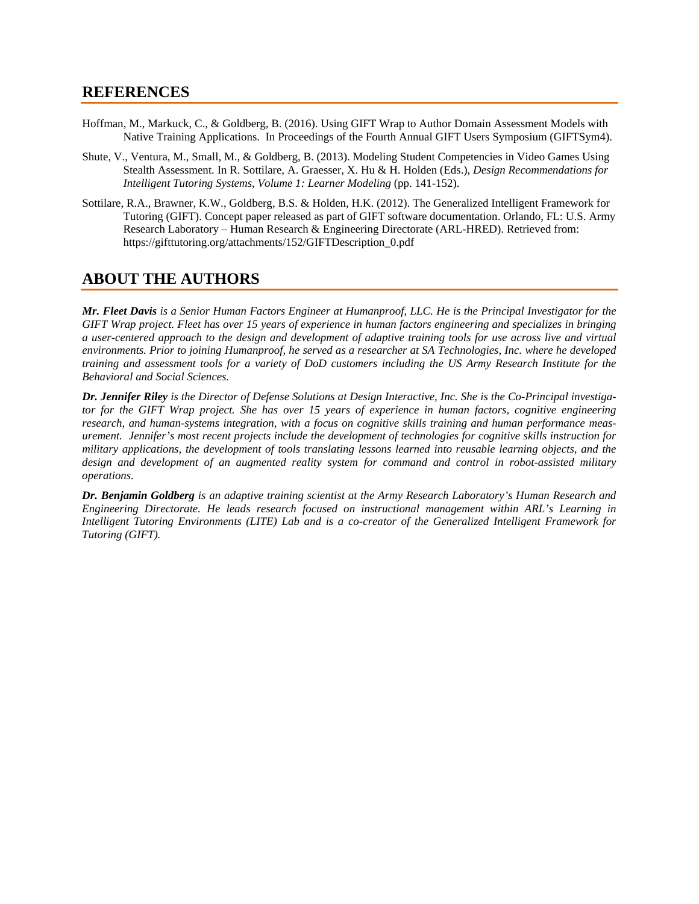## REFERENCES

Hoffman, M., Markuck, C., & Goldberg, B. (2016). Using GIFT Wrap to Author Domain Assessment Models with Native Training Applications. In Proceedings of the Fourth Annual GIFT Users Symposium (GIFTSym4).

Shute, V., Ventura, M., Small, M., & Goldberg, B. (2013). Modeling Student Competencies in Video Games Using Stealth Assessment. In R. Sottilare, A. Graesser, X. Hu & H. Holden (Eds.), *Design Recommendations for Intelligent Tutoring Systems, Volume 1: Learner Modeling* (pp. 141-152).

Sottilare, R.A., Brawner, K.W., Goldberg, B.S. & Holden, H.K. (2012). The Generalized Intelligent Framework for Tutoring (GIFT). Concept paper released as part of GIFT software documentation. Orlando, FL: U.S. Army Research Laboratory – Human Research & Engineering Directorate (ARL-HRED). Retrieved from: https://gifttutoring.org/attachments/152/GIFTDescription_0.pdf

## ABOUT THE AUTHORS

***Mr. Fleet Davis*** *is a Senior Human Factors Engineer at Humanproof, LLC. He is the Principal Investigator for the GIFT Wrap project. Fleet has over 15 years of experience in human factors engineering and specializes in bringing a user-centered approach to the design and development of adaptive training tools for use across live and virtual environments. Prior to joining Humanproof, he served as a researcher at SA Technologies, Inc. where he developed training and assessment tools for a variety of DoD customers including the US Army Research Institute for the Behavioral and Social Sciences.*

***Dr. Jennifer Riley*** *is the Director of Defense Solutions at Design Interactive, Inc. She is the Co-Principal investigator for the GIFT Wrap project. She has over 15 years of experience in human factors, cognitive engineering research, and human-systems integration, with a focus on cognitive skills training and human performance measurement. Jennifer's most recent projects include the development of technologies for cognitive skills instruction for military applications, the development of tools translating lessons learned into reusable learning objects, and the design and development of an augmented reality system for command and control in robot-assisted military operations.*

***Dr. Benjamin Goldberg*** *is an adaptive training scientist at the Army Research Laboratory's Human Research and Engineering Directorate. He leads research focused on instructional management within ARL's Learning in Intelligent Tutoring Environments (LITE) Lab and is a co-creator of the Generalized Intelligent Framework for Tutoring (GIFT).*